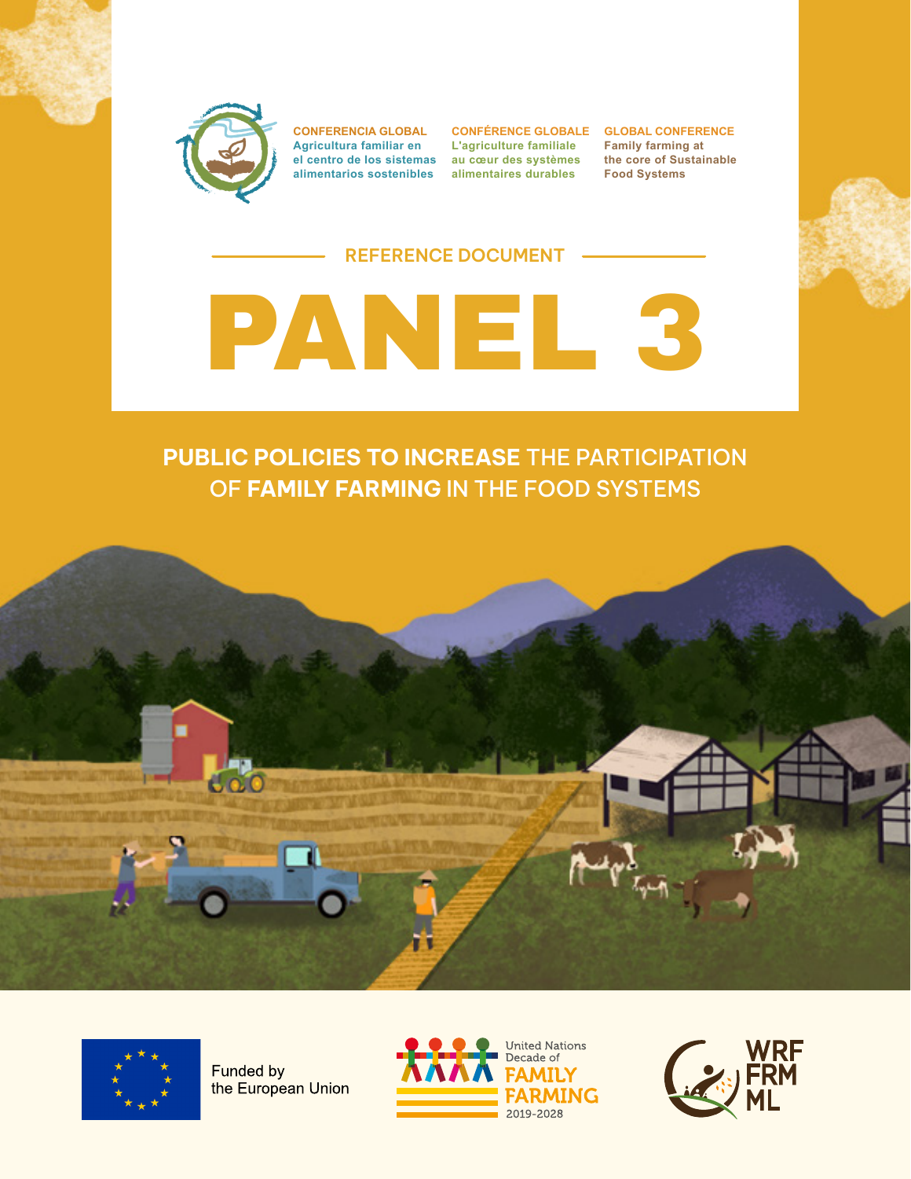CONFERENCIA GLOBAL
Agricultura familiar en el centro de los sistemas alimentarios sostenibles

CONFÉRENCE GLOBALE
L'agriculture familiale au cœur des systèmes alimentaires durables

GLOBAL CONFERENCE
Family farming at the core of Sustainable Food Systems

REFERENCE DOCUMENT

# PANEL 3

## PUBLIC POLICIES TO INCREASE THE PARTICIPATION OF FAMILY FARMING IN THE FOOD SYSTEMS

Funded by the European Union

United Nations Decade of FAMILY FARMING 2019-2028

WRF FRM ML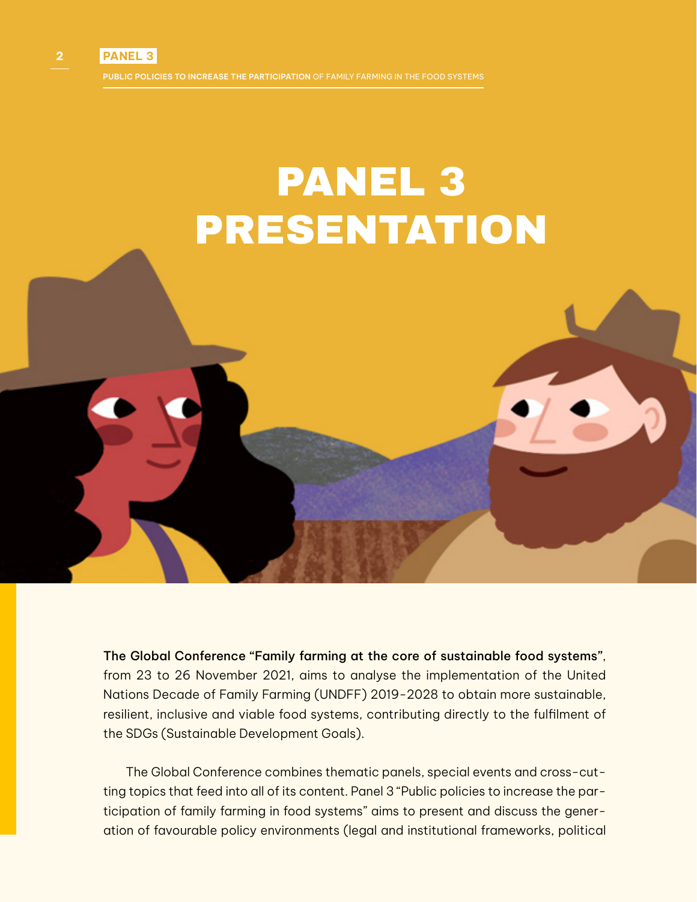# PANEL 3 PRESENTATION

**The Global Conference "Family farming at the core of sustainable food systems"**, from 23 to 26 November 2021, aims to analyse the implementation of the United Nations Decade of Family Farming (UNDFF) 2019-2028 to obtain more sustainable, resilient, inclusive and viable food systems, contributing directly to the fulfilment of the SDGs (Sustainable Development Goals).

The Global Conference combines thematic panels, special events and cross-cutting topics that feed into all of its content. Panel 3 "Public policies to increase the participation of family farming in food systems" aims to present and discuss the generation of favourable policy environments (legal and institutional frameworks, political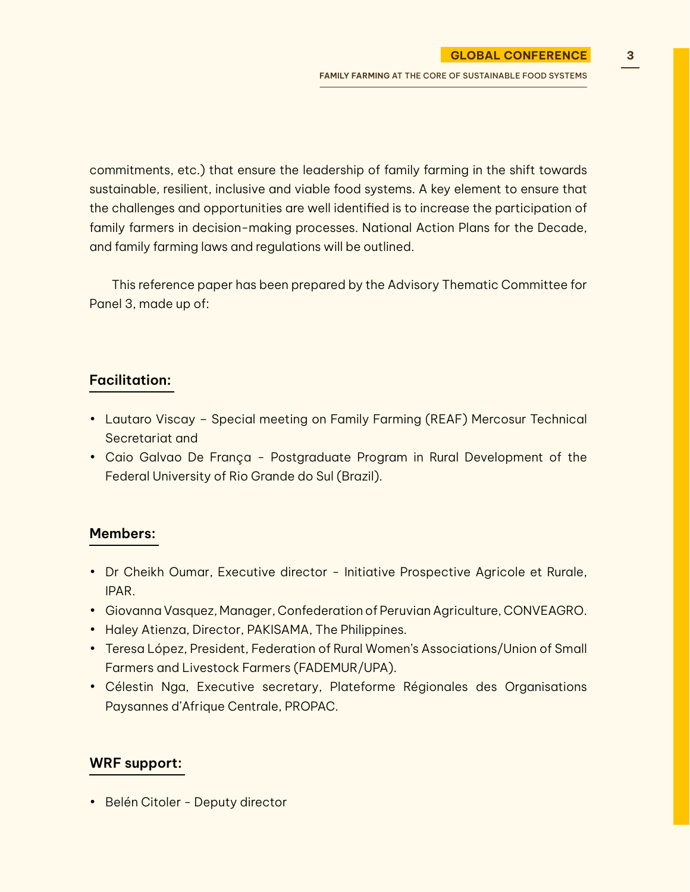commitments, etc.) that ensure the leadership of family farming in the shift towards sustainable, resilient, inclusive and viable food systems. A key element to ensure that the challenges and opportunities are well identified is to increase the participation of family farmers in decision-making processes. National Action Plans for the Decade, and family farming laws and regulations will be outlined.

This reference paper has been prepared by the Advisory Thematic Committee for Panel 3, made up of:

**Facilitation:**

- Lautaro Viscay – Special meeting on Family Farming (REAF) Mercosur Technical Secretariat and
- Caio Galvao De França - Postgraduate Program in Rural Development of the Federal University of Rio Grande do Sul (Brazil).

**Members:**

- Dr Cheikh Oumar, Executive director - Initiative Prospective Agricole et Rurale, IPAR.
- Giovanna Vasquez, Manager, Confederation of Peruvian Agriculture, CONVEAGRO.
- Haley Atienza, Director, PAKISAMA, The Philippines.
- Teresa López, President, Federation of Rural Women's Associations/Union of Small Farmers and Livestock Farmers (FADEMUR/UPA).
- Célestin Nga, Executive secretary, Plateforme Régionales des Organisations Paysannes d'Afrique Centrale, PROPAC.

**WRF support:**

- Belén Citoler - Deputy director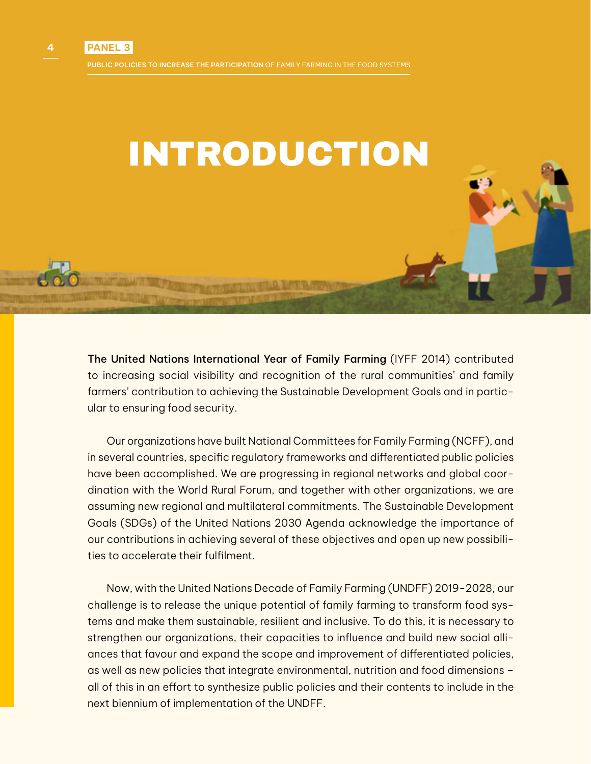# INTRODUCTION

**The United Nations International Year of Family Farming** (IYFF 2014) contributed to increasing social visibility and recognition of the rural communities' and family farmers' contribution to achieving the Sustainable Development Goals and in particular to ensuring food security.

Our organizations have built National Committees for Family Farming (NCFF), and in several countries, specific regulatory frameworks and differentiated public policies have been accomplished. We are progressing in regional networks and global coordination with the World Rural Forum, and together with other organizations, we are assuming new regional and multilateral commitments. The Sustainable Development Goals (SDGs) of the United Nations 2030 Agenda acknowledge the importance of our contributions in achieving several of these objectives and open up new possibilities to accelerate their fulfilment.

Now, with the United Nations Decade of Family Farming (UNDFF) 2019-2028, our challenge is to release the unique potential of family farming to transform food systems and make them sustainable, resilient and inclusive. To do this, it is necessary to strengthen our organizations, their capacities to influence and build new social alliances that favour and expand the scope and improvement of differentiated policies, as well as new policies that integrate environmental, nutrition and food dimensions – all of this in an effort to synthesize public policies and their contents to include in the next biennium of implementation of the UNDFF.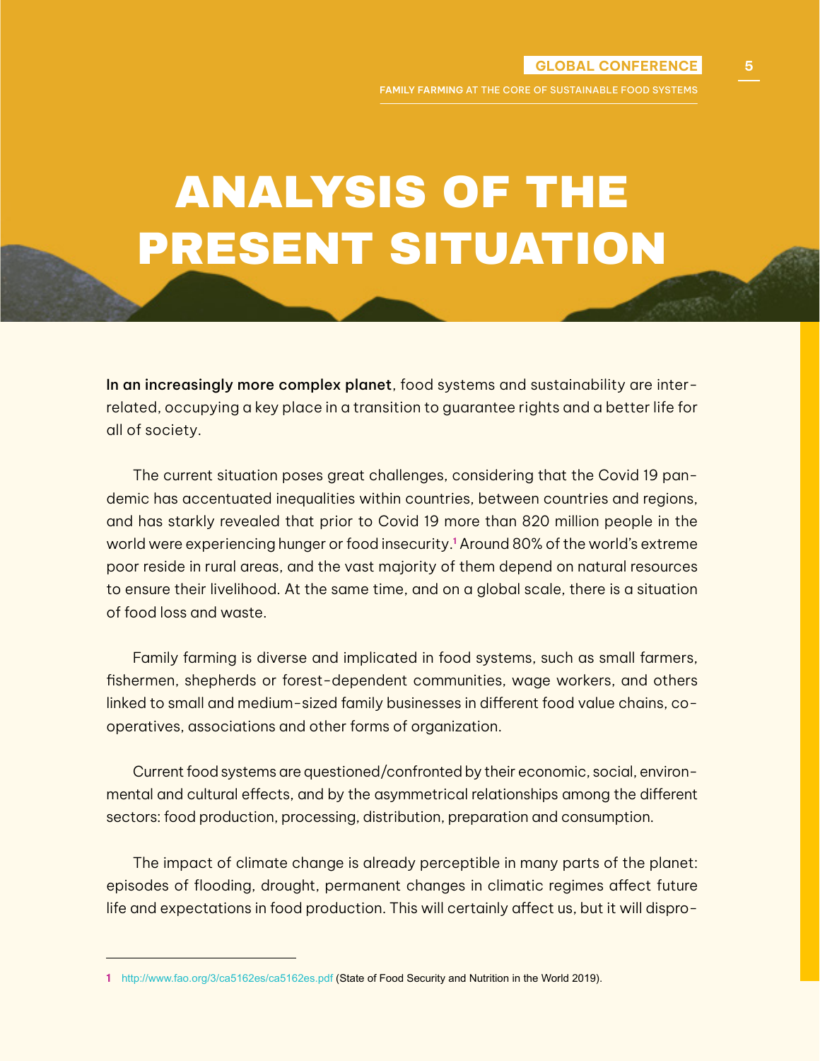# ANALYSIS OF THE PRESENT SITUATION

**In an increasingly more complex planet**, food systems and sustainability are interrelated, occupying a key place in a transition to guarantee rights and a better life for all of society.

The current situation poses great challenges, considering that the Covid 19 pandemic has accentuated inequalities within countries, between countries and regions, and has starkly revealed that prior to Covid 19 more than 820 million people in the world were experiencing hunger or food insecurity.[1] Around 80% of the world's extreme poor reside in rural areas, and the vast majority of them depend on natural resources to ensure their livelihood. At the same time, and on a global scale, there is a situation of food loss and waste.

Family farming is diverse and implicated in food systems, such as small farmers, fishermen, shepherds or forest-dependent communities, wage workers, and others linked to small and medium-sized family businesses in different food value chains, cooperatives, associations and other forms of organization.

Current food systems are questioned/confronted by their economic, social, environmental and cultural effects, and by the asymmetrical relationships among the different sectors: food production, processing, distribution, preparation and consumption.

The impact of climate change is already perceptible in many parts of the planet: episodes of flooding, drought, permanent changes in climatic regimes affect future life and expectations in food production. This will certainly affect us, but it will dispro-

---

1 http://www.fao.org/3/ca5162es/ca5162es.pdf (State of Food Security and Nutrition in the World 2019).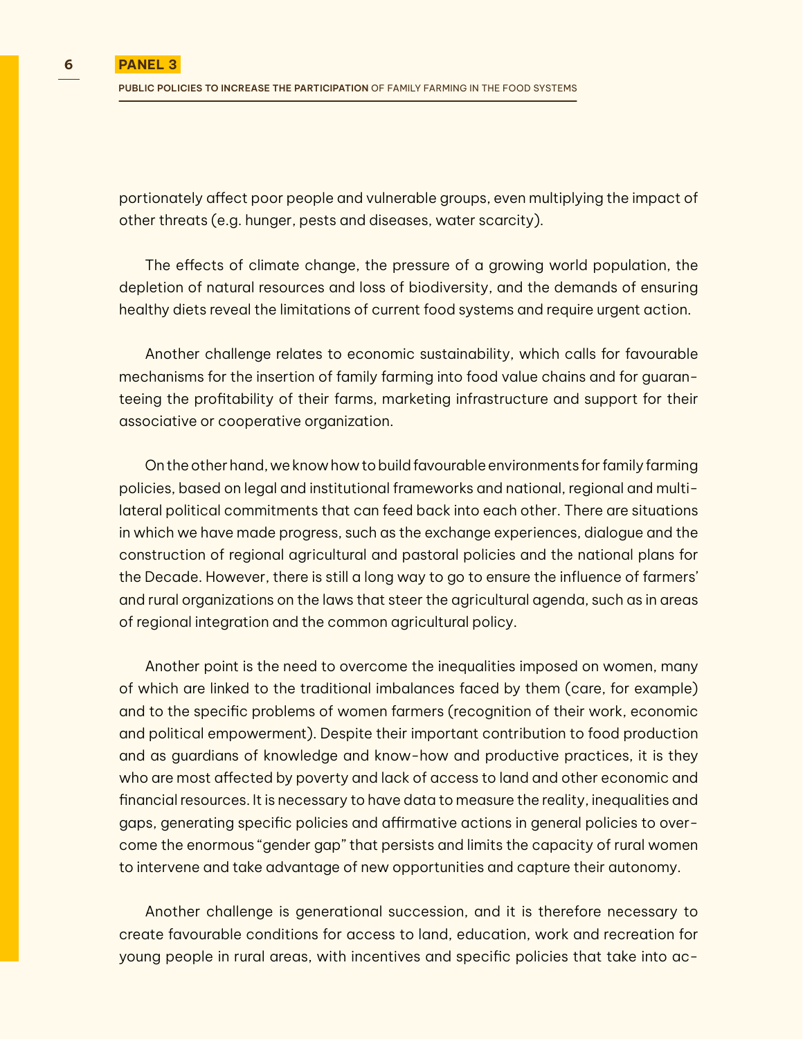portionately affect poor people and vulnerable groups, even multiplying the impact of other threats (e.g. hunger, pests and diseases, water scarcity).

The effects of climate change, the pressure of a growing world population, the depletion of natural resources and loss of biodiversity, and the demands of ensuring healthy diets reveal the limitations of current food systems and require urgent action.

Another challenge relates to economic sustainability, which calls for favourable mechanisms for the insertion of family farming into food value chains and for guaranteeing the profitability of their farms, marketing infrastructure and support for their associative or cooperative organization.

On the other hand, we know how to build favourable environments for family farming policies, based on legal and institutional frameworks and national, regional and multilateral political commitments that can feed back into each other. There are situations in which we have made progress, such as the exchange experiences, dialogue and the construction of regional agricultural and pastoral policies and the national plans for the Decade. However, there is still a long way to go to ensure the influence of farmers' and rural organizations on the laws that steer the agricultural agenda, such as in areas of regional integration and the common agricultural policy.

Another point is the need to overcome the inequalities imposed on women, many of which are linked to the traditional imbalances faced by them (care, for example) and to the specific problems of women farmers (recognition of their work, economic and political empowerment). Despite their important contribution to food production and as guardians of knowledge and know-how and productive practices, it is they who are most affected by poverty and lack of access to land and other economic and financial resources. It is necessary to have data to measure the reality, inequalities and gaps, generating specific policies and affirmative actions in general policies to overcome the enormous "gender gap" that persists and limits the capacity of rural women to intervene and take advantage of new opportunities and capture their autonomy.

Another challenge is generational succession, and it is therefore necessary to create favourable conditions for access to land, education, work and recreation for young people in rural areas, with incentives and specific policies that take into ac-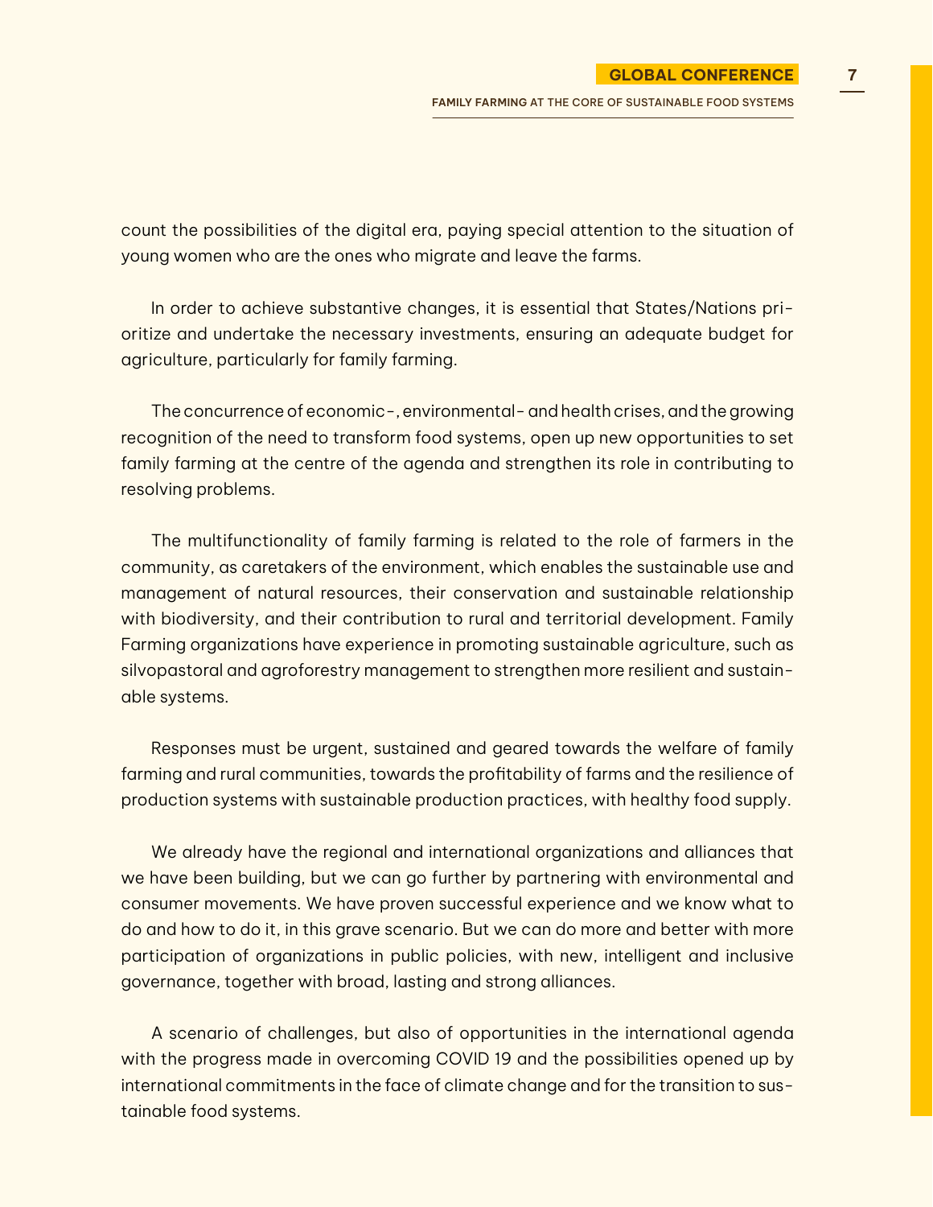count the possibilities of the digital era, paying special attention to the situation of young women who are the ones who migrate and leave the farms.

In order to achieve substantive changes, it is essential that States/Nations prioritize and undertake the necessary investments, ensuring an adequate budget for agriculture, particularly for family farming.

The concurrence of economic-, environmental- and health crises, and the growing recognition of the need to transform food systems, open up new opportunities to set family farming at the centre of the agenda and strengthen its role in contributing to resolving problems.

The multifunctionality of family farming is related to the role of farmers in the community, as caretakers of the environment, which enables the sustainable use and management of natural resources, their conservation and sustainable relationship with biodiversity, and their contribution to rural and territorial development. Family Farming organizations have experience in promoting sustainable agriculture, such as silvopastoral and agroforestry management to strengthen more resilient and sustainable systems.

Responses must be urgent, sustained and geared towards the welfare of family farming and rural communities, towards the profitability of farms and the resilience of production systems with sustainable production practices, with healthy food supply.

We already have the regional and international organizations and alliances that we have been building, but we can go further by partnering with environmental and consumer movements. We have proven successful experience and we know what to do and how to do it, in this grave scenario. But we can do more and better with more participation of organizations in public policies, with new, intelligent and inclusive governance, together with broad, lasting and strong alliances.

A scenario of challenges, but also of opportunities in the international agenda with the progress made in overcoming COVID 19 and the possibilities opened up by international commitments in the face of climate change and for the transition to sustainable food systems.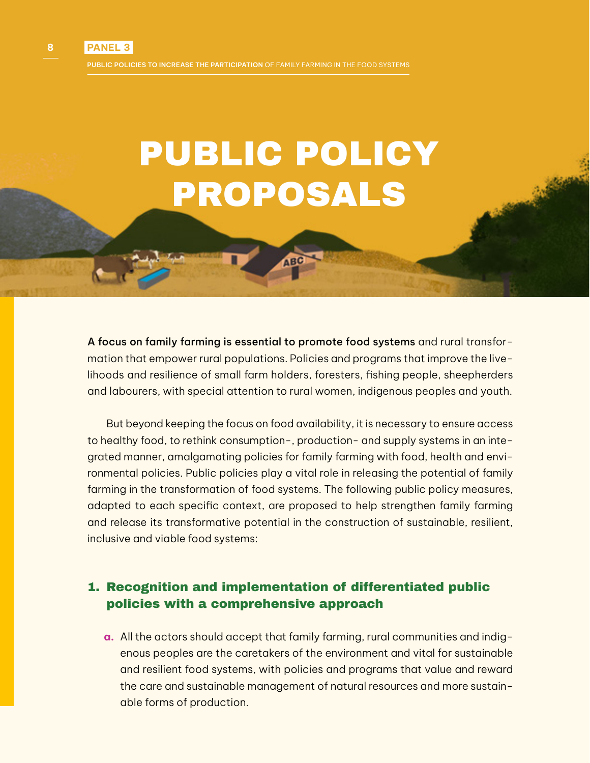# PUBLIC POLICY PROPOSALS

**A focus on family farming is essential to promote food systems** and rural transformation that empower rural populations. Policies and programs that improve the livelihoods and resilience of small farm holders, foresters, fishing people, sheepherders and labourers, with special attention to rural women, indigenous peoples and youth.

But beyond keeping the focus on food availability, it is necessary to ensure access to healthy food, to rethink consumption-, production- and supply systems in an integrated manner, amalgamating policies for family farming with food, health and environmental policies. Public policies play a vital role in releasing the potential of family farming in the transformation of food systems. The following public policy measures, adapted to each specific context, are proposed to help strengthen family farming and release its transformative potential in the construction of sustainable, resilient, inclusive and viable food systems:

## 1. Recognition and implementation of differentiated public policies with a comprehensive approach

a. All the actors should accept that family farming, rural communities and indigenous peoples are the caretakers of the environment and vital for sustainable and resilient food systems, with policies and programs that value and reward the care and sustainable management of natural resources and more sustainable forms of production.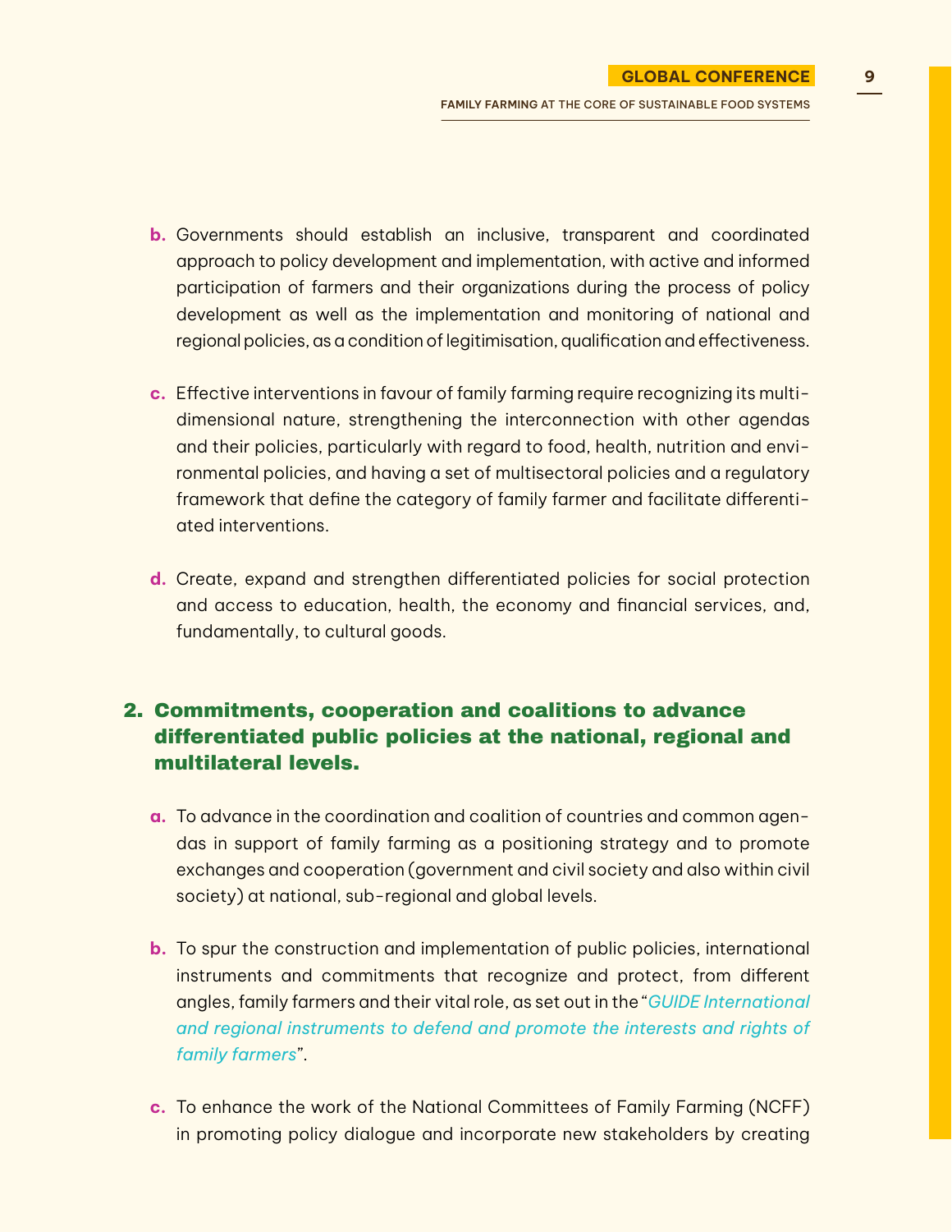b. Governments should establish an inclusive, transparent and coordinated approach to policy development and implementation, with active and informed participation of farmers and their organizations during the process of policy development as well as the implementation and monitoring of national and regional policies, as a condition of legitimisation, qualification and effectiveness.

c. Effective interventions in favour of family farming require recognizing its multidimensional nature, strengthening the interconnection with other agendas and their policies, particularly with regard to food, health, nutrition and environmental policies, and having a set of multisectoral policies and a regulatory framework that define the category of family farmer and facilitate differentiated interventions.

d. Create, expand and strengthen differentiated policies for social protection and access to education, health, the economy and financial services, and, fundamentally, to cultural goods.

## 2. Commitments, cooperation and coalitions to advance differentiated public policies at the national, regional and multilateral levels.

a. To advance in the coordination and coalition of countries and common agendas in support of family farming as a positioning strategy and to promote exchanges and cooperation (government and civil society and also within civil society) at national, sub-regional and global levels.

b. To spur the construction and implementation of public policies, international instruments and commitments that recognize and protect, from different angles, family farmers and their vital role, as set out in the "*GUIDE International and regional instruments to defend and promote the interests and rights of family farmers*".

c. To enhance the work of the National Committees of Family Farming (NCFF) in promoting policy dialogue and incorporate new stakeholders by creating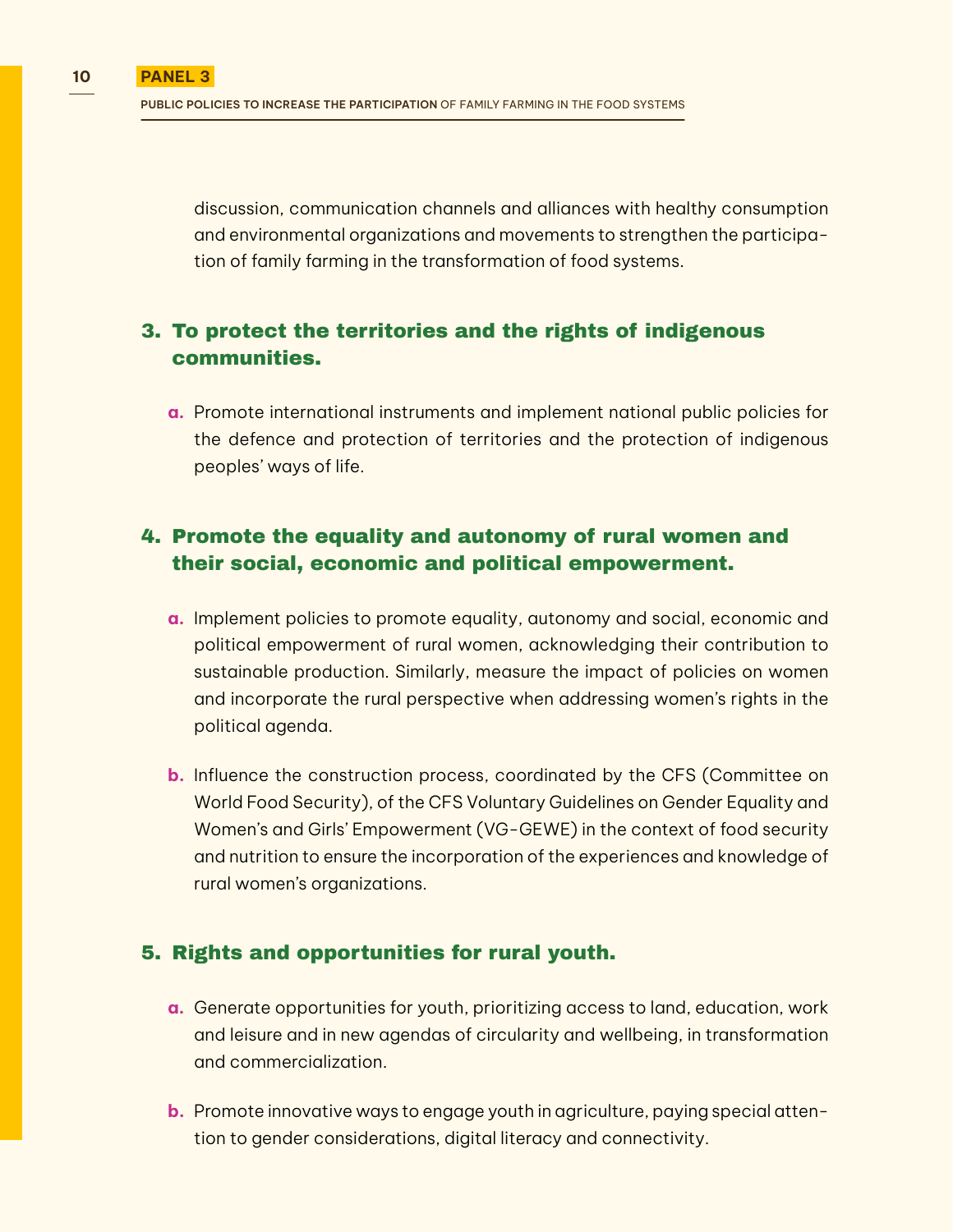discussion, communication channels and alliances with healthy consumption and environmental organizations and movements to strengthen the participation of family farming in the transformation of food systems.

### 3. To protect the territories and the rights of indigenous communities.

**a.** Promote international instruments and implement national public policies for the defence and protection of territories and the protection of indigenous peoples' ways of life.

### 4. Promote the equality and autonomy of rural women and their social, economic and political empowerment.

**a.** Implement policies to promote equality, autonomy and social, economic and political empowerment of rural women, acknowledging their contribution to sustainable production. Similarly, measure the impact of policies on women and incorporate the rural perspective when addressing women's rights in the political agenda.

**b.** Influence the construction process, coordinated by the CFS (Committee on World Food Security), of the CFS Voluntary Guidelines on Gender Equality and Women's and Girls' Empowerment (VG-GEWE) in the context of food security and nutrition to ensure the incorporation of the experiences and knowledge of rural women's organizations.

### 5. Rights and opportunities for rural youth.

**a.** Generate opportunities for youth, prioritizing access to land, education, work and leisure and in new agendas of circularity and wellbeing, in transformation and commercialization.

**b.** Promote innovative ways to engage youth in agriculture, paying special attention to gender considerations, digital literacy and connectivity.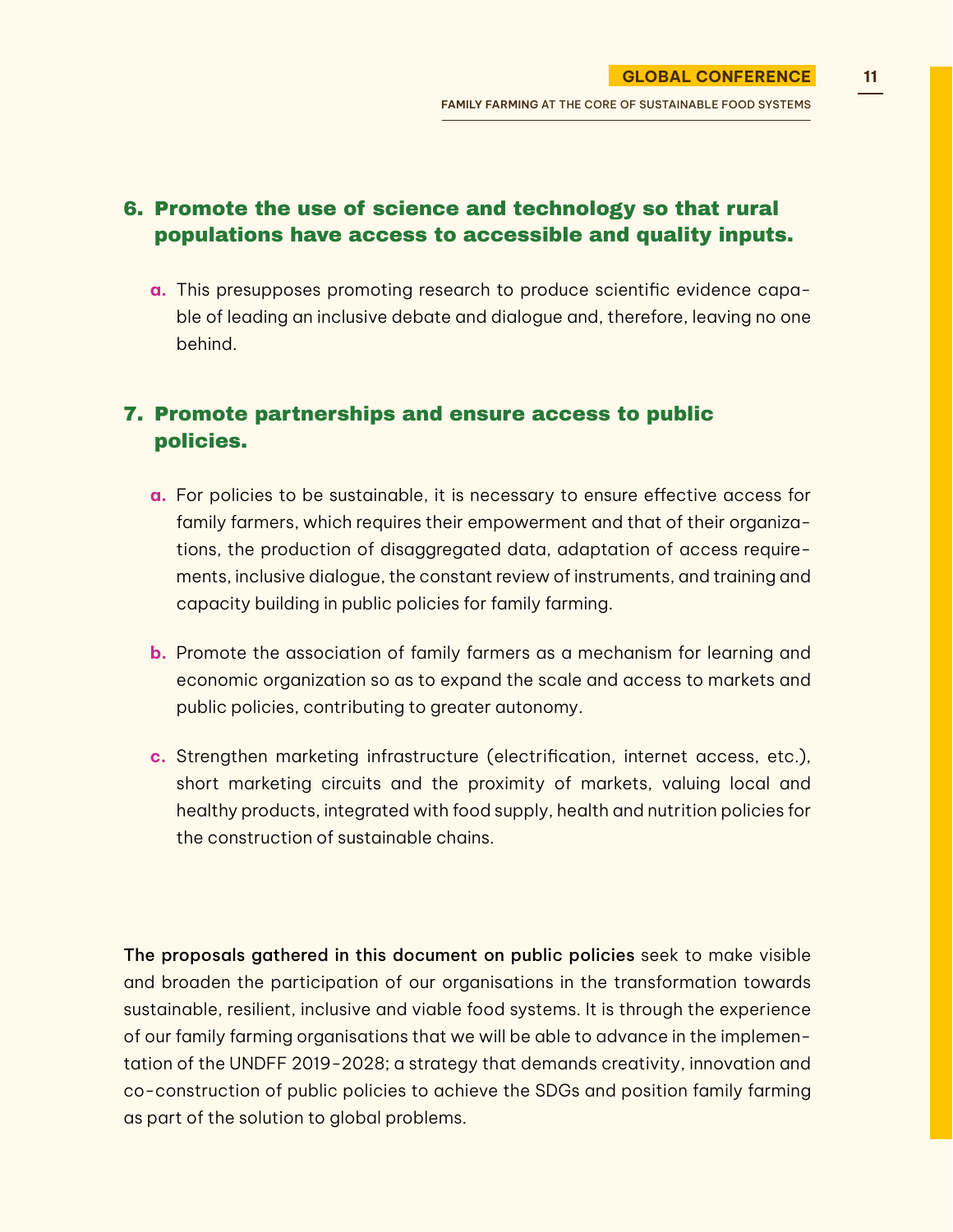6. **Promote the use of science and technology so that rural populations have access to accessible and quality inputs.**

   a. This presupposes promoting research to produce scientific evidence capable of leading an inclusive debate and dialogue and, therefore, leaving no one behind.

7. **Promote partnerships and ensure access to public policies.**

   a. For policies to be sustainable, it is necessary to ensure effective access for family farmers, which requires their empowerment and that of their organizations, the production of disaggregated data, adaptation of access requirements, inclusive dialogue, the constant review of instruments, and training and capacity building in public policies for family farming.

   b. Promote the association of family farmers as a mechanism for learning and economic organization so as to expand the scale and access to markets and public policies, contributing to greater autonomy.

   c. Strengthen marketing infrastructure (electrification, internet access, etc.), short marketing circuits and the proximity of markets, valuing local and healthy products, integrated with food supply, health and nutrition policies for the construction of sustainable chains.

**The proposals gathered in this document on public policies** seek to make visible and broaden the participation of our organisations in the transformation towards sustainable, resilient, inclusive and viable food systems. It is through the experience of our family farming organisations that we will be able to advance in the implementation of the UNDFF 2019-2028; a strategy that demands creativity, innovation and co-construction of public policies to achieve the SDGs and position family farming as part of the solution to global problems.